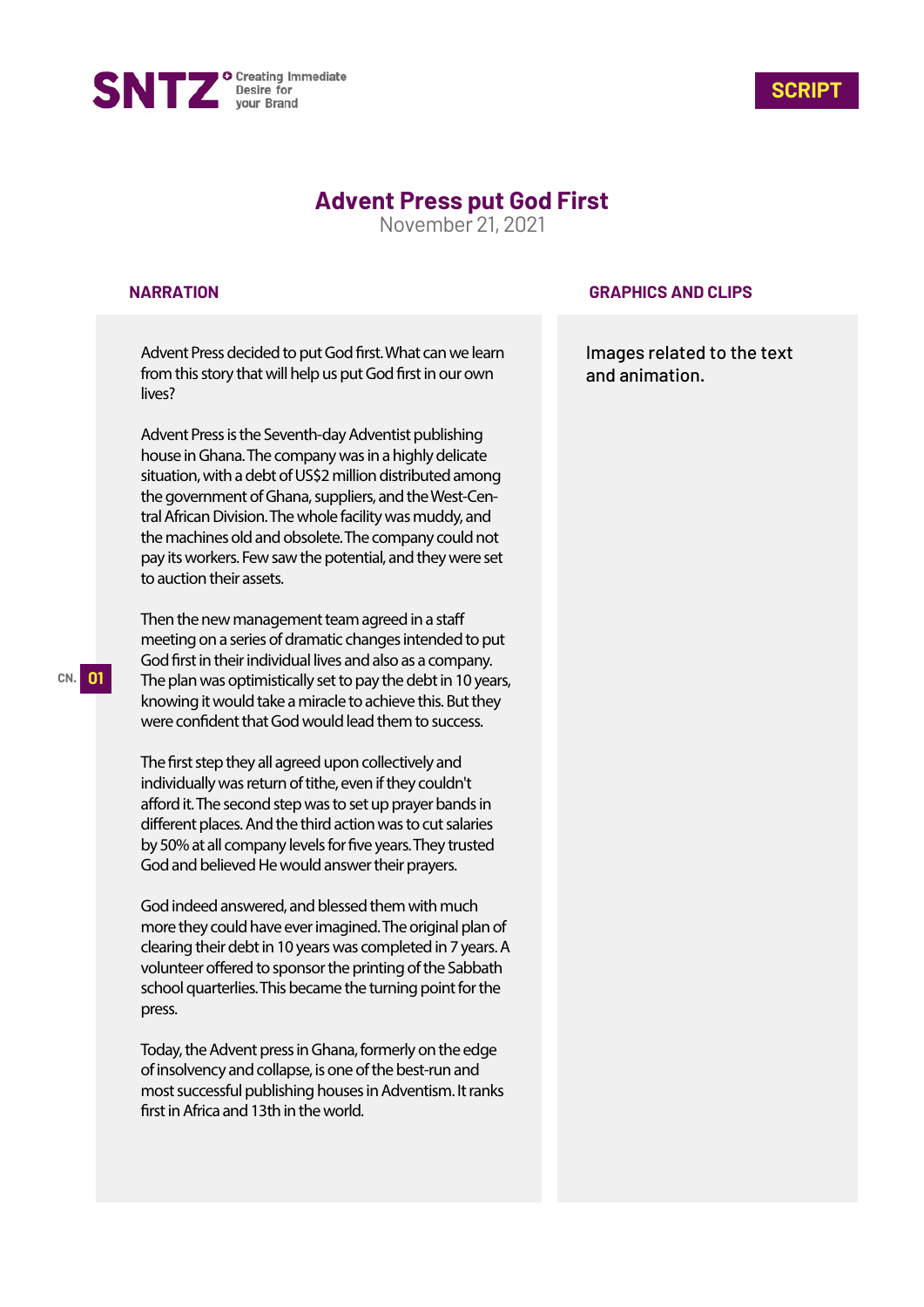SNTZ Creating Immediate Desire for your Brand

SCRIPT

# Advent Press put God First

November 21, 2021

CN. 01

## NARRATION

Advent Press decided to put God first. What can we learn from this story that will help us put God first in our own lives?

Advent Press is the Seventh-day Adventist publishing house in Ghana. The company was in a highly delicate situation, with a debt of US$2 million distributed among the government of Ghana, suppliers, and the West-Central African Division. The whole facility was muddy, and the machines old and obsolete. The company could not pay its workers. Few saw the potential, and they were set to auction their assets.

Then the new management team agreed in a staff meeting on a series of dramatic changes intended to put God first in their individual lives and also as a company. The plan was optimistically set to pay the debt in 10 years, knowing it would take a miracle to achieve this. But they were confident that God would lead them to success.

The first step they all agreed upon collectively and individually was return of tithe, even if they couldn't afford it. The second step was to set up prayer bands in different places. And the third action was to cut salaries by 50% at all company levels for five years. They trusted God and believed He would answer their prayers.

God indeed answered, and blessed them with much more they could have ever imagined. The original plan of clearing their debt in 10 years was completed in 7 years. A volunteer offered to sponsor the printing of the Sabbath school quarterlies. This became the turning point for the press.

Today, the Advent press in Ghana, formerly on the edge of insolvency and collapse, is one of the best-run and most successful publishing houses in Adventism. It ranks first in Africa and 13th in the world.

## GRAPHICS AND CLIPS

Images related to the text and animation.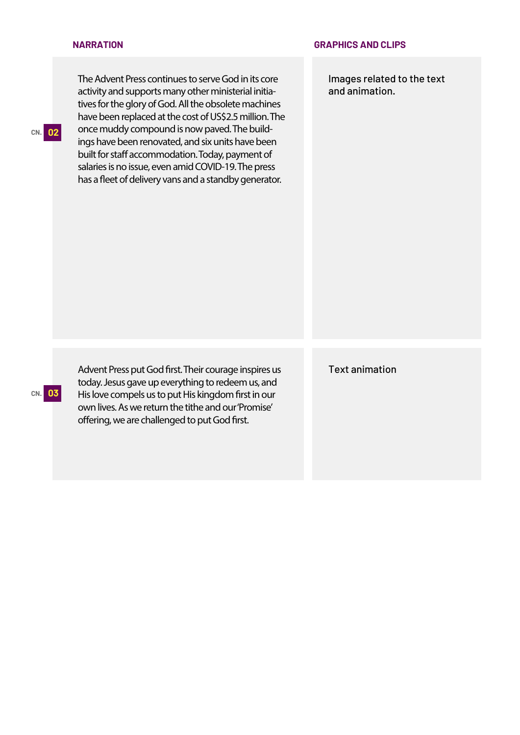| | NARRATION | GRAPHICS AND CLIPS |
|---|---|---|
| CN. 02 | The Advent Press continues to serve God in its core activity and supports many other ministerial initiatives for the glory of God. All the obsolete machines have been replaced at the cost of US$2.5 million. The once muddy compound is now paved. The buildings have been renovated, and six units have been built for staff accommodation. Today, payment of salaries is no issue, even amid COVID-19. The press has a fleet of delivery vans and a standby generator. | Images related to the text and animation. |
| CN. 03 | Advent Press put God first. Their courage inspires us today. Jesus gave up everything to redeem us, and His love compels us to put His kingdom first in our own lives. As we return the tithe and our 'Promise' offering, we are challenged to put God first. | Text animation |